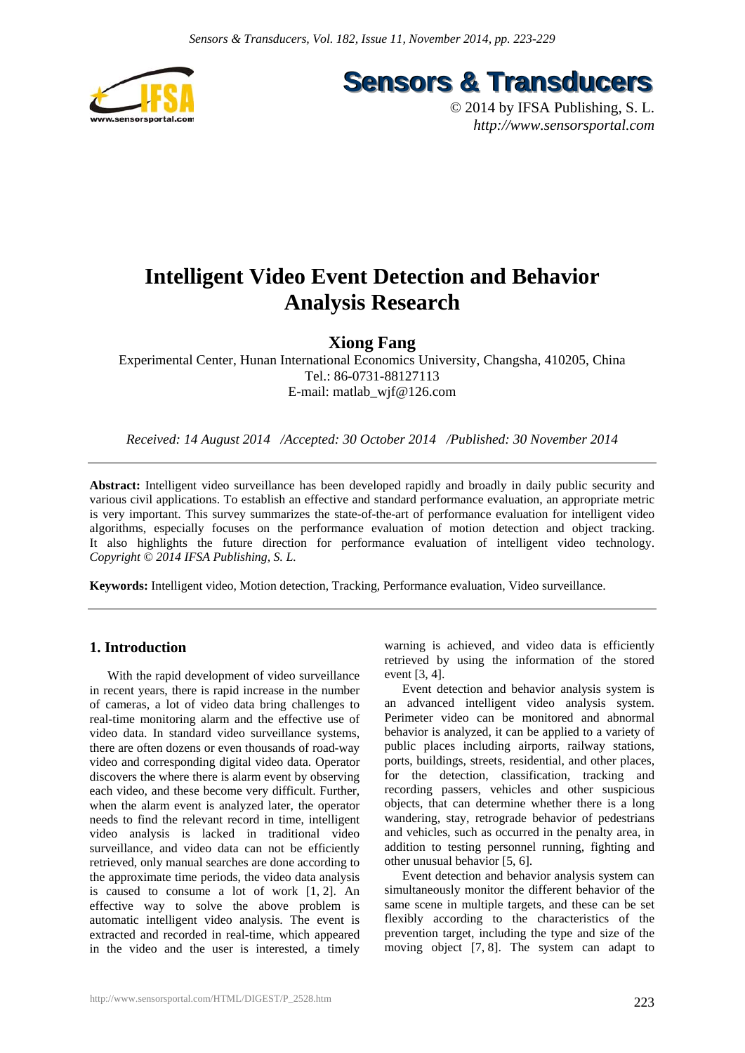# Intelligent Video Event Detection and Behavior Analysis Research

**Xiong Fang**

Experimental Center, Hunan International Economics University, Changsha, 410205, China
Tel.: 86-0731-88127113
E-mail: matlab_wjf@126.com

*Received: 14 August 2014 /Accepted: 30 October 2014 /Published: 30 November 2014*

---

**Abstract:** Intelligent video surveillance has been developed rapidly and broadly in daily public security and various civil applications. To establish an effective and standard performance evaluation, an appropriate metric is very important. This survey summarizes the state-of-the-art of performance evaluation for intelligent video algorithms, especially focuses on the performance evaluation of motion detection and object tracking. It also highlights the future direction for performance evaluation of intelligent video technology. *Copyright © 2014 IFSA Publishing, S. L.*

**Keywords:** Intelligent video, Motion detection, Tracking, Performance evaluation, Video surveillance.

---

## 1. Introduction

With the rapid development of video surveillance in recent years, there is rapid increase in the number of cameras, a lot of video data bring challenges to real-time monitoring alarm and the effective use of video data. In standard video surveillance systems, there are often dozens or even thousands of road-way video and corresponding digital video data. Operator discovers the where there is alarm event by observing each video, and these become very difficult. Further, when the alarm event is analyzed later, the operator needs to find the relevant record in time, intelligent video analysis is lacked in traditional video surveillance, and video data can not be efficiently retrieved, only manual searches are done according to the approximate time periods, the video data analysis is caused to consume a lot of work [1, 2]. An effective way to solve the above problem is automatic intelligent video analysis. The event is extracted and recorded in real-time, which appeared in the video and the user is interested, a timely warning is achieved, and video data is efficiently retrieved by using the information of the stored event [3, 4].

Event detection and behavior analysis system is an advanced intelligent video analysis system. Perimeter video can be monitored and abnormal behavior is analyzed, it can be applied to a variety of public places including airports, railway stations, ports, buildings, streets, residential, and other places, for the detection, classification, tracking and recording passers, vehicles and other suspicious objects, that can determine whether there is a long wandering, stay, retrograde behavior of pedestrians and vehicles, such as occurred in the penalty area, in addition to testing personnel running, fighting and other unusual behavior [5, 6].

Event detection and behavior analysis system can simultaneously monitor the different behavior of the same scene in multiple targets, and these can be set flexibly according to the characteristics of the prevention target, including the type and size of the moving object [7, 8]. The system can adapt to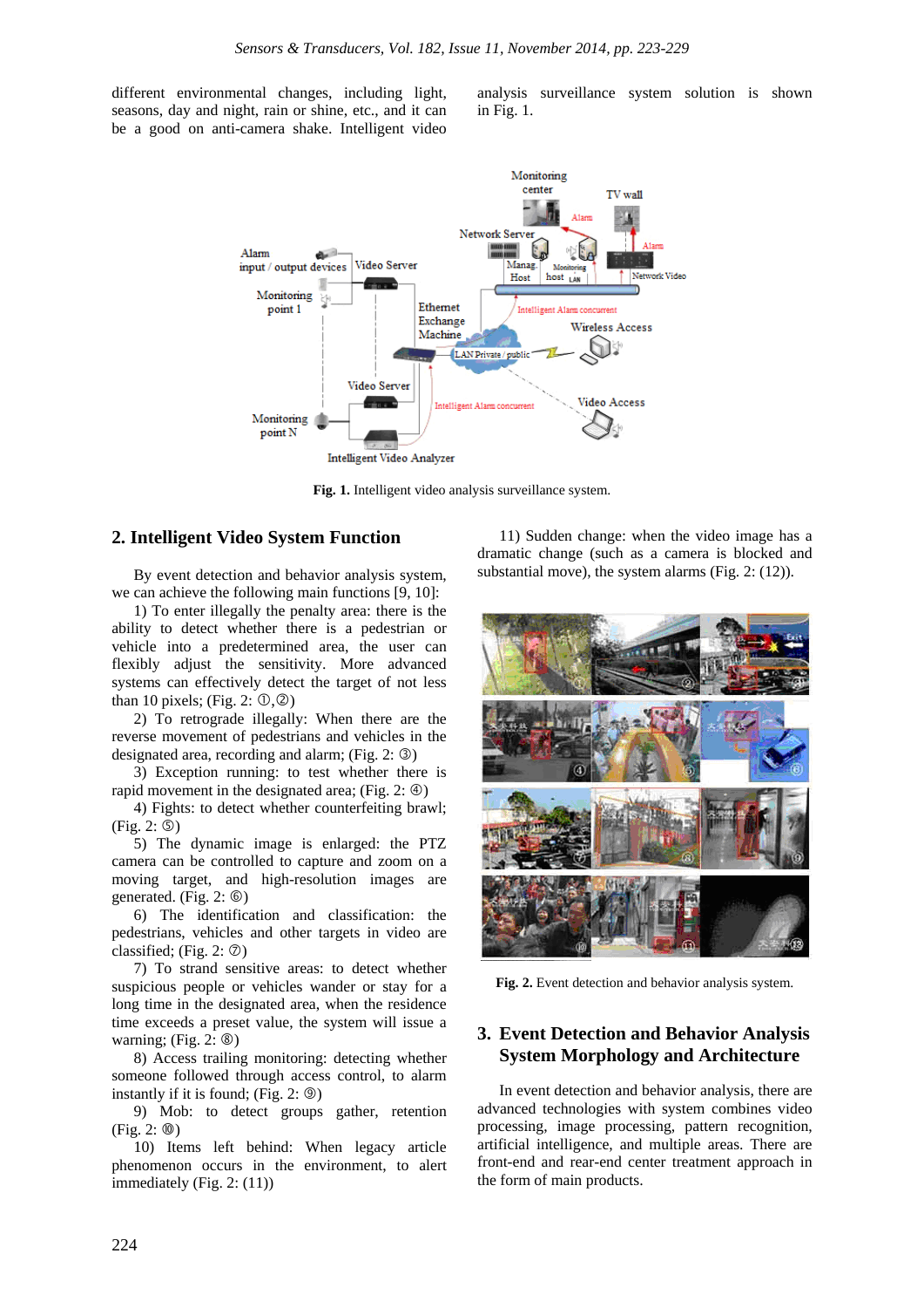different environmental changes, including light, seasons, day and night, rain or shine, etc., and it can be a good on anti-camera shake. Intelligent video analysis surveillance system solution is shown in Fig. 1.

**Fig. 1.** Intelligent video analysis surveillance system.

## 2. Intelligent Video System Function

By event detection and behavior analysis system, we can achieve the following main functions [9, 10]:

1) To enter illegally the penalty area: there is the ability to detect whether there is a pedestrian or vehicle into a predetermined area, the user can flexibly adjust the sensitivity. More advanced systems can effectively detect the target of not less than 10 pixels; (Fig. 2: ①,②)

2) To retrograde illegally: When there are the reverse movement of pedestrians and vehicles in the designated area, recording and alarm; (Fig. 2: ③)

3) Exception running: to test whether there is rapid movement in the designated area; (Fig. 2: ④)

4) Fights: to detect whether counterfeiting brawl; (Fig. 2: ⑤)

5) The dynamic image is enlarged: the PTZ camera can be controlled to capture and zoom on a moving target, and high-resolution images are generated. (Fig. 2: ⑥)

6) The identification and classification: the pedestrians, vehicles and other targets in video are classified; (Fig. 2: ⑦)

7) To strand sensitive areas: to detect whether suspicious people or vehicles wander or stay for a long time in the designated area, when the residence time exceeds a preset value, the system will issue a warning; (Fig. 2: ⑧)

8) Access trailing monitoring: detecting whether someone followed through access control, to alarm instantly if it is found; (Fig. 2: ⑨)

9) Mob: to detect groups gather, retention (Fig. 2: ⑩)

10) Items left behind: When legacy article phenomenon occurs in the environment, to alert immediately (Fig. 2: (11))

11) Sudden change: when the video image has a dramatic change (such as a camera is blocked and substantial move), the system alarms (Fig. 2: (12)).

**Fig. 2.** Event detection and behavior analysis system.

## 3. Event Detection and Behavior Analysis System Morphology and Architecture

In event detection and behavior analysis, there are advanced technologies with system combines video processing, image processing, pattern recognition, artificial intelligence, and multiple areas. There are front-end and rear-end center treatment approach in the form of main products.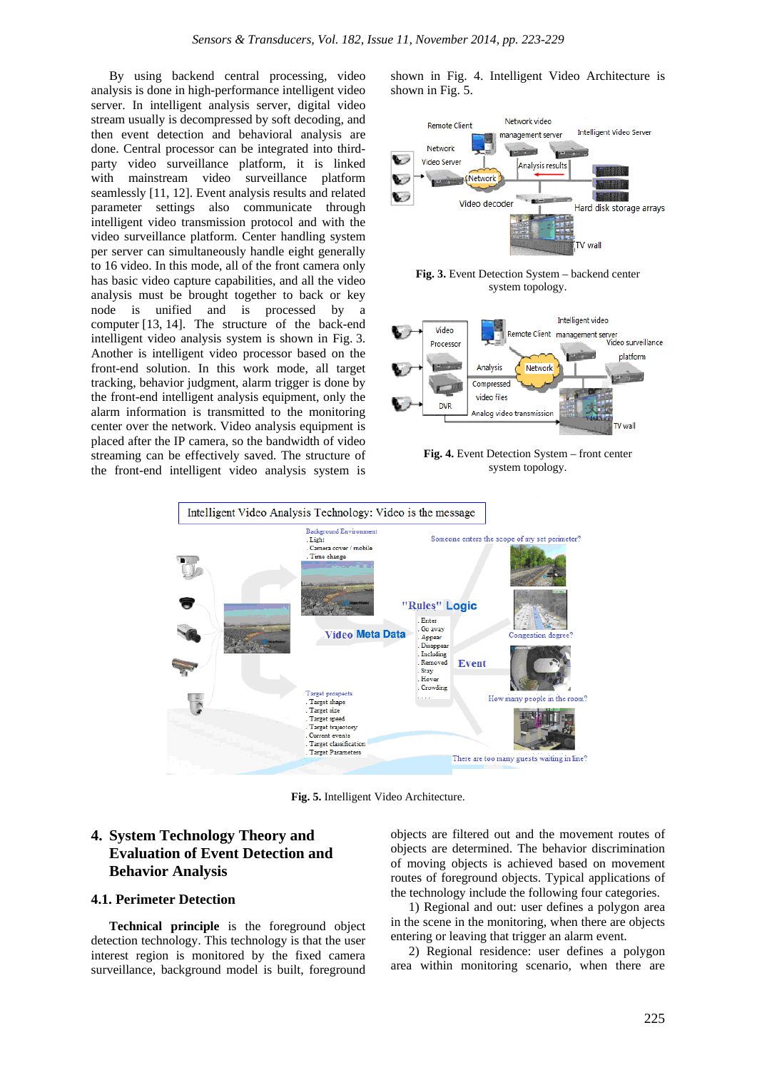By using backend central processing, video analysis is done in high-performance intelligent video server. In intelligent analysis server, digital video stream usually is decompressed by soft decoding, and then event detection and behavioral analysis are done. Central processor can be integrated into third-party video surveillance platform, it is linked with mainstream video surveillance platform seamlessly [11, 12]. Event analysis results and related parameter settings also communicate through intelligent video transmission protocol and with the video surveillance platform. Center handling system per server can simultaneously handle eight generally to 16 video. In this mode, all of the front camera only has basic video capture capabilities, and all the video analysis must be brought together to back or key node is unified and is processed by a computer [13, 14]. The structure of the back-end intelligent video analysis system is shown in Fig. 3. Another is intelligent video processor based on the front-end solution. In this work mode, all target tracking, behavior judgment, alarm trigger is done by the front-end intelligent analysis equipment, only the alarm information is transmitted to the monitoring center over the network. Video analysis equipment is placed after the IP camera, so the bandwidth of video streaming can be effectively saved. The structure of the front-end intelligent video analysis system is shown in Fig. 4. Intelligent Video Architecture is shown in Fig. 5.

**Fig. 3.** Event Detection System – backend center system topology.

**Fig. 4.** Event Detection System – front center system topology.

**Fig. 5.** Intelligent Video Architecture.

## 4. System Technology Theory and Evaluation of Event Detection and Behavior Analysis

### 4.1. Perimeter Detection

**Technical principle** is the foreground object detection technology. This technology is that the user interest region is monitored by the fixed camera surveillance, background model is built, foreground objects are filtered out and the movement routes of objects are determined. The behavior discrimination of moving objects is achieved based on movement routes of foreground objects. Typical applications of the technology include the following four categories.

1) Regional and out: user defines a polygon area in the scene in the monitoring, when there are objects entering or leaving that trigger an alarm event.

2) Regional residence: user defines a polygon area within monitoring scenario, when there are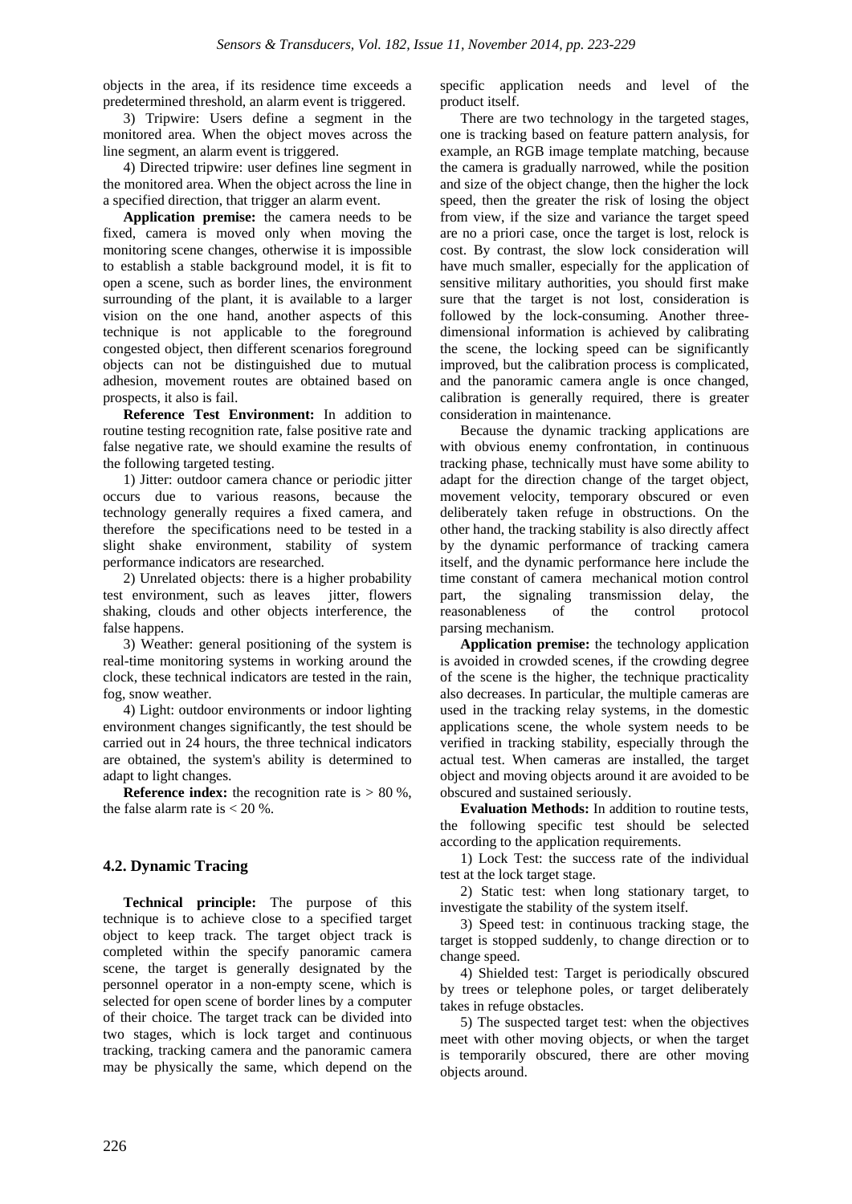objects in the area, if its residence time exceeds a predetermined threshold, an alarm event is triggered.

3) Tripwire: Users define a segment in the monitored area. When the object moves across the line segment, an alarm event is triggered.

4) Directed tripwire: user defines line segment in the monitored area. When the object across the line in a specified direction, that trigger an alarm event.

**Application premise:** the camera needs to be fixed, camera is moved only when moving the monitoring scene changes, otherwise it is impossible to establish a stable background model, it is fit to open a scene, such as border lines, the environment surrounding of the plant, it is available to a larger vision on the one hand, another aspects of this technique is not applicable to the foreground congested object, then different scenarios foreground objects can not be distinguished due to mutual adhesion, movement routes are obtained based on prospects, it also is fail.

**Reference Test Environment:** In addition to routine testing recognition rate, false positive rate and false negative rate, we should examine the results of the following targeted testing.

1) Jitter: outdoor camera chance or periodic jitter occurs due to various reasons, because the technology generally requires a fixed camera, and therefore the specifications need to be tested in a slight shake environment, stability of system performance indicators are researched.

2) Unrelated objects: there is a higher probability test environment, such as leaves jitter, flowers shaking, clouds and other objects interference, the false happens.

3) Weather: general positioning of the system is real-time monitoring systems in working around the clock, these technical indicators are tested in the rain, fog, snow weather.

4) Light: outdoor environments or indoor lighting environment changes significantly, the test should be carried out in 24 hours, the three technical indicators are obtained, the system's ability is determined to adapt to light changes.

**Reference index:** the recognition rate is > 80 %, the false alarm rate is < 20 %.

## 4.2. Dynamic Tracing

**Technical principle:** The purpose of this technique is to achieve close to a specified target object to keep track. The target object track is completed within the specify panoramic camera scene, the target is generally designated by the personnel operator in a non-empty scene, which is selected for open scene of border lines by a computer of their choice. The target track can be divided into two stages, which is lock target and continuous tracking, tracking camera and the panoramic camera may be physically the same, which depend on the specific application needs and level of the product itself.

There are two technology in the targeted stages, one is tracking based on feature pattern analysis, for example, an RGB image template matching, because the camera is gradually narrowed, while the position and size of the object change, then the higher the lock speed, then the greater the risk of losing the object from view, if the size and variance the target speed are no a priori case, once the target is lost, relock is cost. By contrast, the slow lock consideration will have much smaller, especially for the application of sensitive military authorities, you should first make sure that the target is not lost, consideration is followed by the lock-consuming. Another three-dimensional information is achieved by calibrating the scene, the locking speed can be significantly improved, but the calibration process is complicated, and the panoramic camera angle is once changed, calibration is generally required, there is greater consideration in maintenance.

Because the dynamic tracking applications are with obvious enemy confrontation, in continuous tracking phase, technically must have some ability to adapt for the direction change of the target object, movement velocity, temporary obscured or even deliberately taken refuge in obstructions. On the other hand, the tracking stability is also directly affect by the dynamic performance of tracking camera itself, and the dynamic performance here include the time constant of camera mechanical motion control part, the signaling transmission delay, the reasonableness of the control protocol parsing mechanism.

**Application premise:** the technology application is avoided in crowded scenes, if the crowding degree of the scene is the higher, the technique practicality also decreases. In particular, the multiple cameras are used in the tracking relay systems, in the domestic applications scene, the whole system needs to be verified in tracking stability, especially through the actual test. When cameras are installed, the target object and moving objects around it are avoided to be obscured and sustained seriously.

**Evaluation Methods:** In addition to routine tests, the following specific test should be selected according to the application requirements.

1) Lock Test: the success rate of the individual test at the lock target stage.

2) Static test: when long stationary target, to investigate the stability of the system itself.

3) Speed test: in continuous tracking stage, the target is stopped suddenly, to change direction or to change speed.

4) Shielded test: Target is periodically obscured by trees or telephone poles, or target deliberately takes in refuge obstacles.

5) The suspected target test: when the objectives meet with other moving objects, or when the target is temporarily obscured, there are other moving objects around.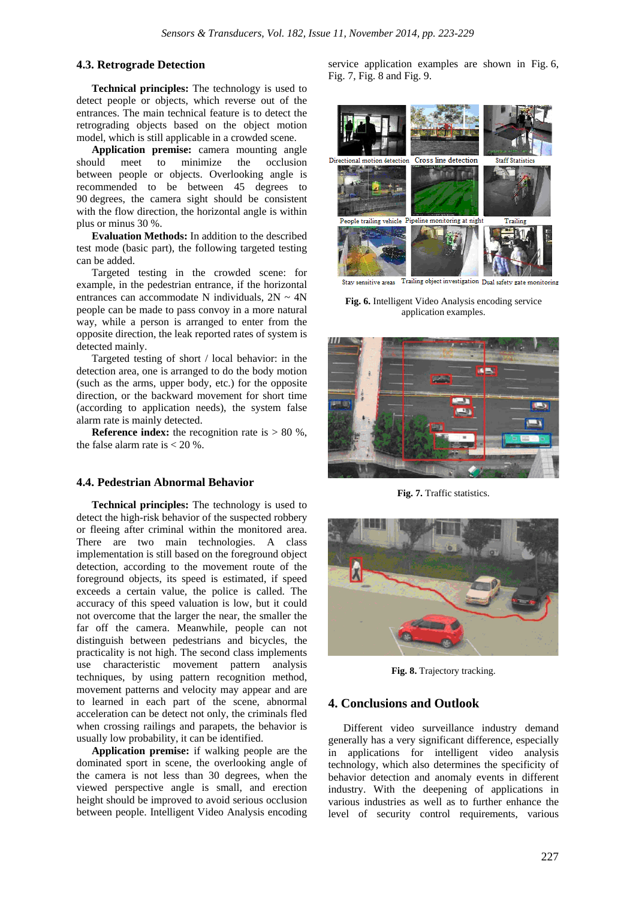### 4.3. Retrograde Detection

**Technical principles:** The technology is used to detect people or objects, which reverse out of the entrances. The main technical feature is to detect the retrograding objects based on the object motion model, which is still applicable in a crowded scene.

**Application premise:** camera mounting angle should meet to minimize the occlusion between people or objects. Overlooking angle is recommended to be between 45 degrees to 90 degrees, the camera sight should be consistent with the flow direction, the horizontal angle is within plus or minus 30 %.

**Evaluation Methods:** In addition to the described test mode (basic part), the following targeted testing can be added.

Targeted testing in the crowded scene: for example, in the pedestrian entrance, if the horizontal entrances can accommodate N individuals, 2N ~ 4N people can be made to pass convoy in a more natural way, while a person is arranged to enter from the opposite direction, the leak reported rates of system is detected mainly.

Targeted testing of short / local behavior: in the detection area, one is arranged to do the body motion (such as the arms, upper body, etc.) for the opposite direction, or the backward movement for short time (according to application needs), the system false alarm rate is mainly detected.

**Reference index:** the recognition rate is > 80 %, the false alarm rate is < 20 %.

### 4.4. Pedestrian Abnormal Behavior

**Technical principles:** The technology is used to detect the high-risk behavior of the suspected robbery or fleeing after criminal within the monitored area. There are two main technologies. A class implementation is still based on the foreground object detection, according to the movement route of the foreground objects, its speed is estimated, if speed exceeds a certain value, the police is called. The accuracy of this speed valuation is low, but it could not overcome that the larger the near, the smaller the far off the camera. Meanwhile, people can not distinguish between pedestrians and bicycles, the practicality is not high. The second class implements use characteristic movement pattern analysis techniques, by using pattern recognition method, movement patterns and velocity may appear and are to learned in each part of the scene, abnormal acceleration can be detect not only, the criminals fled when crossing railings and parapets, the behavior is usually low probability, it can be identified.

**Application premise:** if walking people are the dominated sport in scene, the overlooking angle of the camera is not less than 30 degrees, when the viewed perspective angle is small, and erection height should be improved to avoid serious occlusion between people. Intelligent Video Analysis encoding service application examples are shown in Fig. 6, Fig. 7, Fig. 8 and Fig. 9.

**Fig. 6.** Intelligent Video Analysis encoding service application examples.

**Fig. 7.** Traffic statistics.

**Fig. 8.** Trajectory tracking.

## 4. Conclusions and Outlook

Different video surveillance industry demand generally has a very significant difference, especially in applications for intelligent video analysis technology, which also determines the specificity of behavior detection and anomaly events in different industry. With the deepening of applications in various industries as well as to further enhance the level of security control requirements, various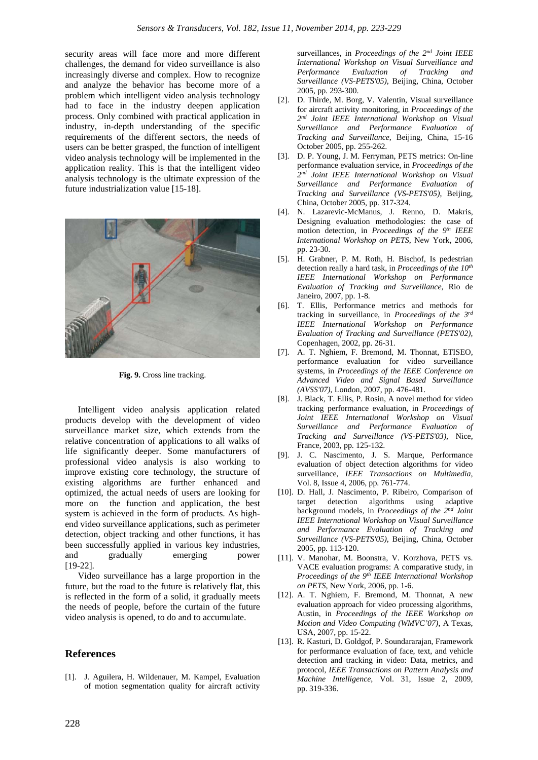security areas will face more and more different challenges, the demand for video surveillance is also increasingly diverse and complex. How to recognize and analyze the behavior has become more of a problem which intelligent video analysis technology had to face in the industry deepen application process. Only combined with practical application in industry, in-depth understanding of the specific requirements of the different sectors, the needs of users can be better grasped, the function of intelligent video analysis technology will be implemented in the application reality. This is that the intelligent video analysis technology is the ultimate expression of the future industrialization value [15-18].

**Fig. 9.** Cross line tracking.

Intelligent video analysis application related products develop with the development of video surveillance market size, which extends from the relative concentration of applications to all walks of life significantly deeper. Some manufacturers of professional video analysis is also working to improve existing core technology, the structure of existing algorithms are further enhanced and optimized, the actual needs of users are looking for more on the function and application, the best system is achieved in the form of products. As high-end video surveillance applications, such as perimeter detection, object tracking and other functions, it has been successfully applied in various key industries, and gradually emerging power [19-22].

Video surveillance has a large proportion in the future, but the road to the future is relatively flat, this is reflected in the form of a solid, it gradually meets the needs of people, before the curtain of the future video analysis is opened, to do and to accumulate.

## References

[1]. J. Aguilera, H. Wildenauer, M. Kampel, Evaluation of motion segmentation quality for aircraft activity surveillances, in *Proceedings of the 2nd Joint IEEE International Workshop on Visual Surveillance and Performance Evaluation of Tracking and Surveillance (VS-PETS'05)*, Beijing, China, October 2005, pp. 293-300.

[2]. D. Thirde, M. Borg, V. Valentin, Visual surveillance for aircraft activity monitoring, in *Proceedings of the 2nd Joint IEEE International Workshop on Visual Surveillance and Performance Evaluation of Tracking and Surveillance*, Beijing, China, 15-16 October 2005, pp. 255-262.

[3]. D. P. Young, J. M. Ferryman, PETS metrics: On-line performance evaluation service, in *Proceedings of the 2nd Joint IEEE International Workshop on Visual Surveillance and Performance Evaluation of Tracking and Surveillance (VS-PETS'05)*, Beijing, China, October 2005, pp. 317-324.

[4]. N. Lazarevic-McManus, J. Renno, D. Makris, Designing evaluation methodologies: the case of motion detection, in *Proceedings of the 9th IEEE International Workshop on PETS*, New York, 2006, pp. 23-30.

[5]. H. Grabner, P. M. Roth, H. Bischof, Is pedestrian detection really a hard task, in *Proceedings of the 10th IEEE International Workshop on Performance Evaluation of Tracking and Surveillance*, Rio de Janeiro, 2007, pp. 1-8.

[6]. T. Ellis, Performance metrics and methods for tracking in surveillance, in *Proceedings of the 3rd IEEE International Workshop on Performance Evaluation of Tracking and Surveillance (PETS'02)*, Copenhagen, 2002, pp. 26-31.

[7]. A. T. Nghiem, F. Bremond, M. Thonnat, ETISEO, performance evaluation for video surveillance systems, in *Proceedings of the IEEE Conference on Advanced Video and Signal Based Surveillance (AVSS'07)*, London, 2007, pp. 476-481.

[8]. J. Black, T. Ellis, P. Rosin, A novel method for video tracking performance evaluation, in *Proceedings of Joint IEEE International Workshop on Visual Surveillance and Performance Evaluation of Tracking and Surveillance (VS-PETS'03)*, Nice, France, 2003, pp. 125-132.

[9]. J. C. Nascimento, J. S. Marque, Performance evaluation of object detection algorithms for video surveillance, *IEEE Transactions on Multimedia*, Vol. 8, Issue 4, 2006, pp. 761-774.

[10]. D. Hall, J. Nascimento, P. Ribeiro, Comparison of target detection algorithms using adaptive background models, in *Proceedings of the 2nd Joint IEEE International Workshop on Visual Surveillance and Performance Evaluation of Tracking and Surveillance (VS-PETS'05)*, Beijing, China, October 2005, pp. 113-120.

[11]. V. Manohar, M. Boonstra, V. Korzhova, PETS vs. VACE evaluation programs: A comparative study, in *Proceedings of the 9th IEEE International Workshop on PETS*, New York, 2006, pp. 1-6.

[12]. A. T. Nghiem, F. Bremond, M. Thonnat, A new evaluation approach for video processing algorithms, Austin, in *Proceedings of the IEEE Workshop on Motion and Video Computing (WMVC'07)*, A Texas, USA, 2007, pp. 15-22.

[13]. R. Kasturi, D. Goldgof, P. Soundararajan, Framework for performance evaluation of face, text, and vehicle detection and tracking in video: Data, metrics, and protocol, *IEEE Transactions on Pattern Analysis and Machine Intelligence*, Vol. 31, Issue 2, 2009, pp. 319-336.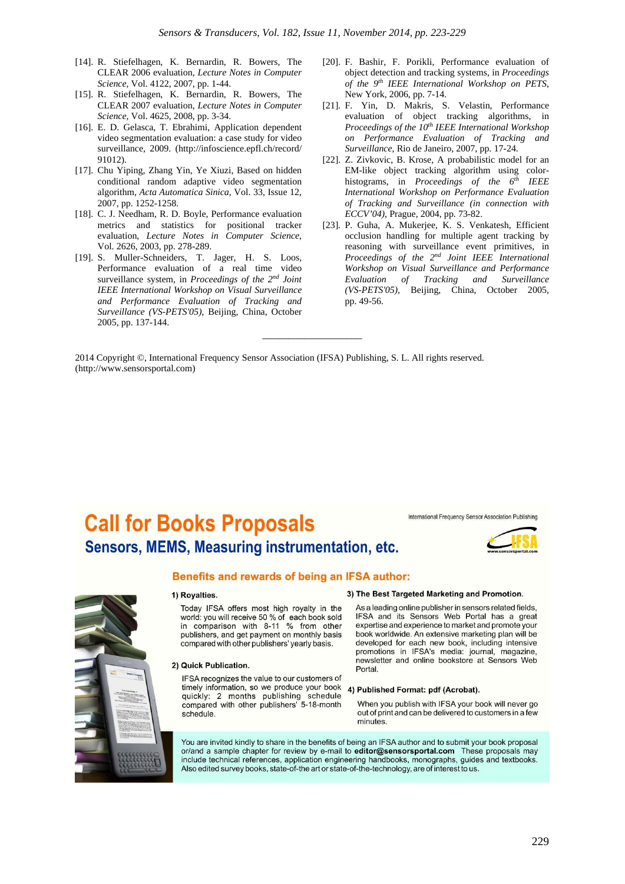[14]. R. Stiefelhagen, K. Bernardin, R. Bowers, The CLEAR 2006 evaluation, *Lecture Notes in Computer Science*, Vol. 4122, 2007, pp. 1-44.

[15]. R. Stiefelhagen, K. Bernardin, R. Bowers, The CLEAR 2007 evaluation, *Lecture Notes in Computer Science*, Vol. 4625, 2008, pp. 3-34.

[16]. E. D. Gelasca, T. Ebrahimi, Application dependent video segmentation evaluation: a case study for video surveillance, 2009. (http://infoscience.epfl.ch/record/91012).

[17]. Chu Yiping, Zhang Yin, Ye Xiuzi, Based on hidden conditional random adaptive video segmentation algorithm, *Acta Automatica Sinica*, Vol. 33, Issue 12, 2007, pp. 1252-1258.

[18]. C. J. Needham, R. D. Boyle, Performance evaluation metrics and statistics for positional tracker evaluation, *Lecture Notes in Computer Science*, Vol. 2626, 2003, pp. 278-289.

[19]. S. Muller-Schneiders, T. Jager, H. S. Loos, Performance evaluation of a real time video surveillance system, in *Proceedings of the 2nd Joint IEEE International Workshop on Visual Surveillance and Performance Evaluation of Tracking and Surveillance (VS-PETS'05)*, Beijing, China, October 2005, pp. 137-144.

[20]. F. Bashir, F. Porikli, Performance evaluation of object detection and tracking systems, in *Proceedings of the 9th IEEE International Workshop on PETS*, New York, 2006, pp. 7-14.

[21]. F. Yin, D. Makris, S. Velastin, Performance evaluation of object tracking algorithms, in *Proceedings of the 10th IEEE International Workshop on Performance Evaluation of Tracking and Surveillance*, Rio de Janeiro, 2007, pp. 17-24.

[22]. Z. Zivkovic, B. Krose, A probabilistic model for an EM-like object tracking algorithm using color-histograms, in *Proceedings of the 6th IEEE International Workshop on Performance Evaluation of Tracking and Surveillance (in connection with ECCV'04)*, Prague, 2004, pp. 73-82.

[23]. P. Guha, A. Mukerjee, K. S. Venkatesh, Efficient occlusion handling for multiple agent tracking by reasoning with surveillance event primitives, in *Proceedings of the 2nd Joint IEEE International Workshop on Visual Surveillance and Performance Evaluation of Tracking and Surveillance (VS-PETS'05)*, Beijing, China, October 2005, pp. 49-56.

---

2014 Copyright ©, International Frequency Sensor Association (IFSA) Publishing, S. L. All rights reserved. (http://www.sensorsportal.com)

# Call for Books Proposals

## Sensors, MEMS, Measuring instrumentation, etc.

International Frequency Sensor Association Publishing

IFSA
www.sensorsportal.com

### Benefits and rewards of being an IFSA author:

**1) Royalties.**

Today IFSA offers most high royalty in the world: you will receive 50 % of each book sold in comparison with 8-11 % from other publishers, and get payment on monthly basis compared with other publishers' yearly basis.

**2) Quick Publication.**

IFSA recognizes the value to our customers of timely information, so we produce your book quickly: 2 months publishing schedule compared with other publishers' 5-18-month schedule.

**3) The Best Targeted Marketing and Promotion.**

As a leading online publisher in sensors related fields, IFSA and its Sensors Web Portal has a great expertise and experience to market and promote your book worldwide. An extensive marketing plan will be developed for each new book, including intensive promotions in IFSA's media: journal, magazine, newsletter and online bookstore at Sensors Web Portal.

**4) Published Format: pdf (Acrobat).**

When you publish with IFSA your book will never go out of print and can be delivered to customers in a few minutes.

You are invited kindly to share in the benefits of being an IFSA author and to submit your book proposal or/and a sample chapter for review by e-mail to **editor@sensorsportal.com** These proposals may include technical references, application engineering handbooks, monographs, guides and textbooks. Also edited survey books, state-of-the art or state-of-the-technology, are of interest to us.